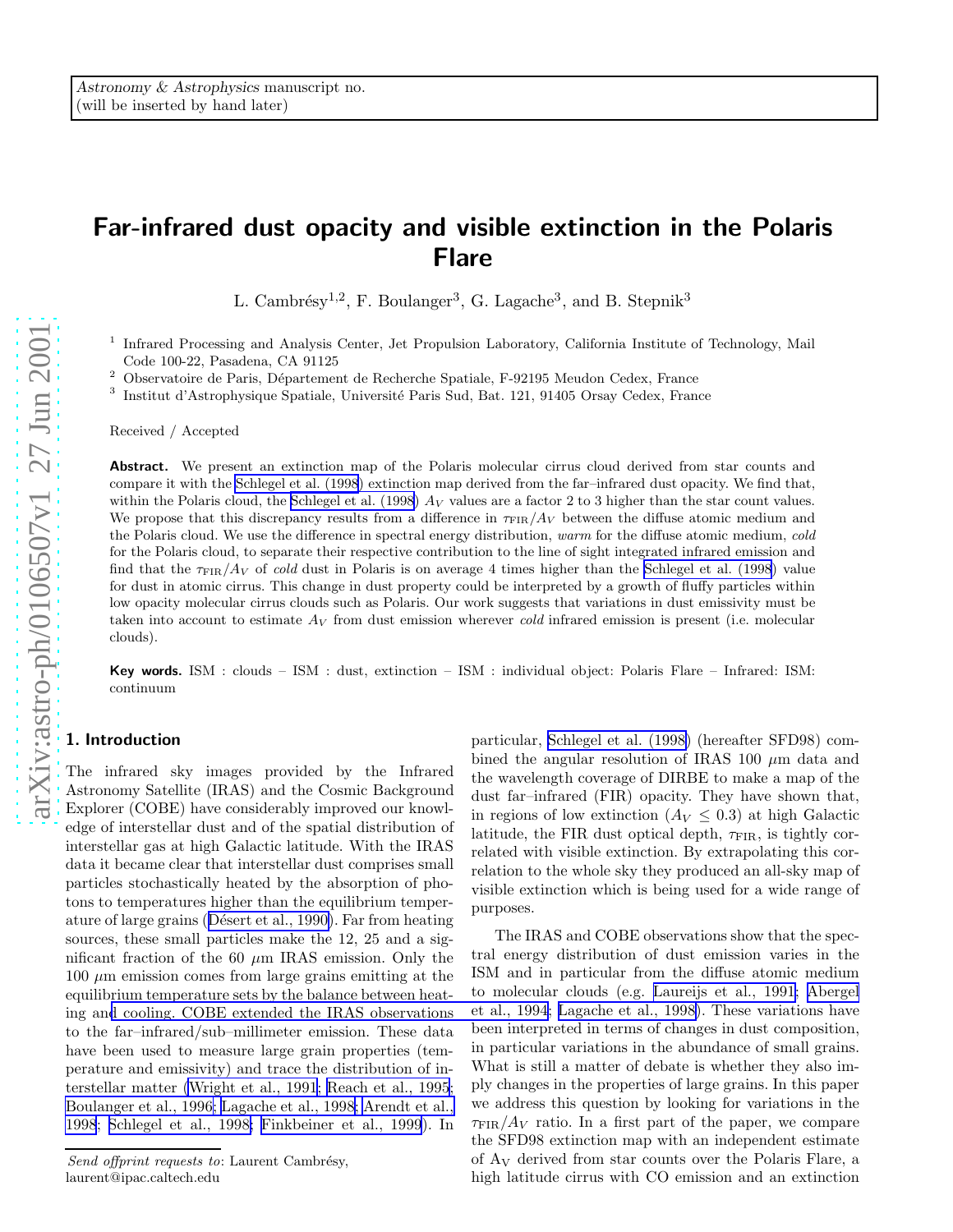# Far-infrared dust opacity and visible extinction in the Polaris Flare

L. Cambrésy[1,2], F. Boulanger[3], G. Lagache[3], and B. Stepnik[3]

[1] Infrared Processing and Analysis Center, Jet Propulsion Laboratory, California Institute of Technology, Mail Code 100-22, Pasadena, CA 91125

[2] Observatoire de Paris, Département de Recherche Spatiale, F-92195 Meudon Cedex, France

[3] Institut d'Astrophysique Spatiale, Université Paris Sud, Bat. 121, 91405 Orsay Cedex, France

Received / Accepted

**Abstract.** We present an extinction map of the Polaris molecular cirrus cloud derived from star counts and compare it with the Schlegel et al. (1998) extinction map derived from the far–infrared dust opacity. We find that, within the Polaris cloud, the Schlegel et al. (1998) $A_V$ values are a factor 2 to 3 higher than the star count values. We propose that this discrepancy results from a difference in $\tau_{\rm FIR}/A_V$ between the diffuse atomic medium and the Polaris cloud. We use the difference in spectral energy distribution, *warm* for the diffuse atomic medium, *cold* for the Polaris cloud, to separate their respective contribution to the line of sight integrated infrared emission and find that the $\tau_{\rm FIR}/A_V$ of *cold* dust in Polaris is on average 4 times higher than the Schlegel et al. (1998) value for dust in atomic cirrus. This change in dust property could be interpreted by a growth of fluffy particles within low opacity molecular cirrus clouds such as Polaris. Our work suggests that variations in dust emissivity must be taken into account to estimate $A_V$ from dust emission wherever *cold* infrared emission is present (i.e. molecular clouds).

**Key words.** ISM : clouds – ISM : dust, extinction – ISM : individual object: Polaris Flare – Infrared: ISM: continuum

## 1. Introduction

The infrared sky images provided by the Infrared Astronomy Satellite (IRAS) and the Cosmic Background Explorer (COBE) have considerably improved our knowledge of interstellar dust and of the spatial distribution of interstellar gas at high Galactic latitude. With the IRAS data it became clear that interstellar dust comprises small particles stochastically heated by the absorption of photons to temperatures higher than the equilibrium temperature of large grains (Désert et al., 1990). Far from heating sources, these small particles make the 12, 25 and a significant fraction of the 60 $\mu$m IRAS emission. Only the 100 $\mu$m emission comes from large grains emitting at the equilibrium temperature sets by the balance between heating and cooling. COBE extended the IRAS observations to the far–infrared/sub–millimeter emission. These data have been used to measure large grain properties (temperature and emissivity) and trace the distribution of interstellar matter (Wright et al., 1991; Reach et al., 1995; Boulanger et al., 1996; Lagache et al., 1998; Arendt et al., 1998; Schlegel et al., 1998; Finkbeiner et al., 1999). In particular, Schlegel et al. (1998) (hereafter SFD98) combined the angular resolution of IRAS 100 $\mu$m data and the wavelength coverage of DIRBE to make a map of the dust far–infrared (FIR) opacity. They have shown that, in regions of low extinction ($A_V \leq 0.3$) at high Galactic latitude, the FIR dust optical depth, $\tau_{\rm FIR}$, is tightly correlated with visible extinction. By extrapolating this correlation to the whole sky they produced an all-sky map of visible extinction which is being used for a wide range of purposes.

The IRAS and COBE observations show that the spectral energy distribution of dust emission varies in the ISM and in particular from the diffuse atomic medium to molecular clouds (e.g. Laureijs et al., 1991; Abergel et al., 1994; Lagache et al., 1998). These variations have been interpreted in terms of changes in dust composition, in particular variations in the abundance of small grains. What is still a matter of debate is whether they also imply changes in the properties of large grains. In this paper we address this question by looking for variations in the $\tau_{\rm FIR}/A_V$ ratio. In a first part of the paper, we compare the SFD98 extinction map with an independent estimate of $A_V$ derived from star counts over the Polaris Flare, a high latitude cirrus with CO emission and an extinction

*Send offprint requests to*: Laurent Cambrésy, laurent@ipac.caltech.edu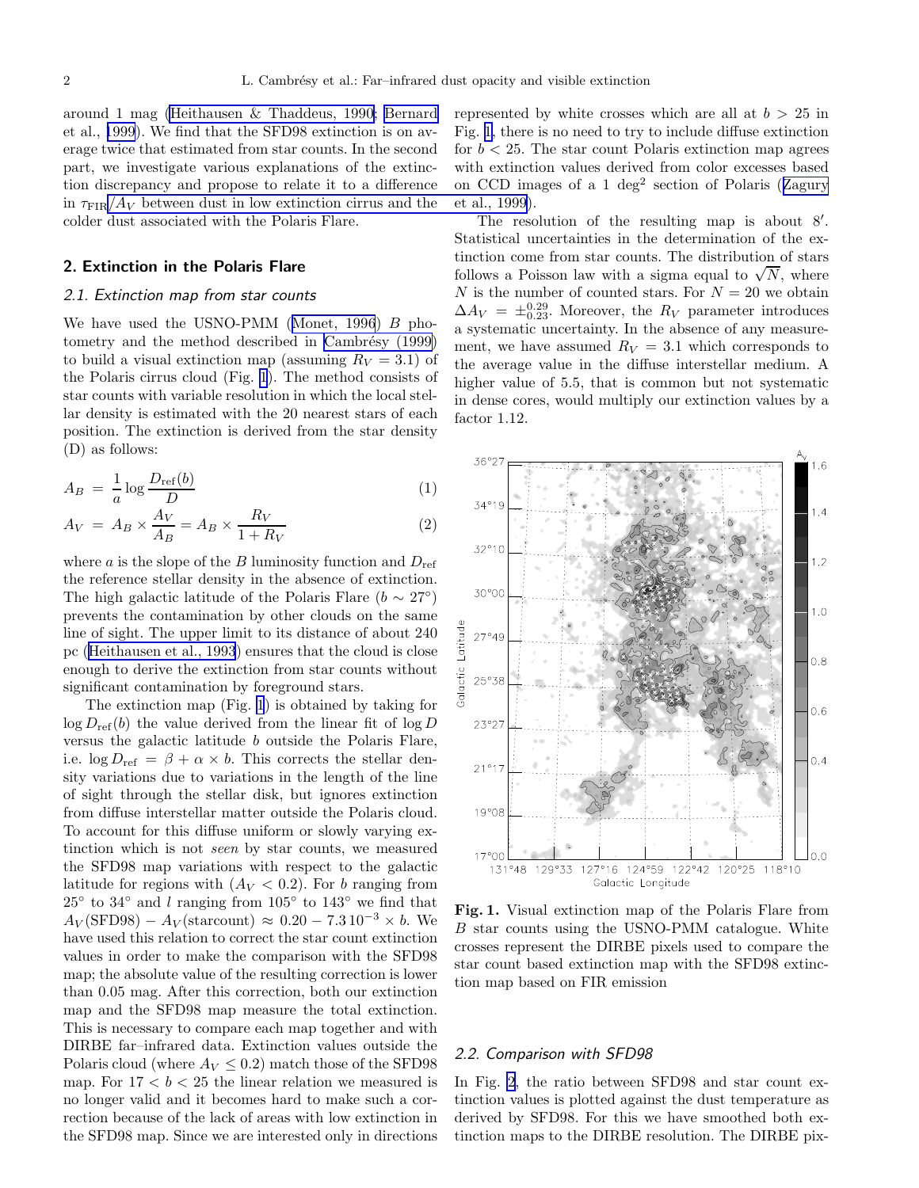around 1 mag (Heithausen & Thaddeus, 1990; Bernard et al., 1999). We find that the SFD98 extinction is on average twice that estimated from star counts. In the second part, we investigate various explanations of the extinction discrepancy and propose to relate it to a difference in $\tau_{\rm FIR}/A_V$ between dust in low extinction cirrus and the colder dust associated with the Polaris Flare.

## 2. Extinction in the Polaris Flare

### 2.1. Extinction map from star counts

We have used the USNO-PMM (Monet, 1996) $B$ photometry and the method described in Cambrésy (1999) to build a visual extinction map (assuming $R_V = 3.1$) of the Polaris cirrus cloud (Fig. 1). The method consists of star counts with variable resolution in which the local stellar density is estimated with the 20 nearest stars of each position. The extinction is derived from the star density (D) as follows:

$$A_B = \frac{1}{a} \log \frac{D_{\rm ref}(b)}{D} \tag{1}$$

$$A_V = A_B \times \frac{A_V}{A_B} = A_B \times \frac{R_V}{1 + R_V} \tag{2}$$

where $a$ is the slope of the $B$ luminosity function and $D_{\rm ref}$ the reference stellar density in the absence of extinction. The high galactic latitude of the Polaris Flare ($b \sim 27°$) prevents the contamination by other clouds on the same line of sight. The upper limit to its distance of about 240 pc (Heithausen et al., 1993) ensures that the cloud is close enough to derive the extinction from star counts without significant contamination by foreground stars.

The extinction map (Fig. 1) is obtained by taking for $\log D_{\rm ref}(b)$ the value derived from the linear fit of $\log D$ versus the galactic latitude $b$ outside the Polaris Flare, i.e. $\log D_{\rm ref} = \beta + \alpha \times b$. This corrects the stellar density variations due to variations in the length of the line of sight through the stellar disk, but ignores extinction from diffuse interstellar matter outside the Polaris cloud. To account for this diffuse uniform or slowly varying extinction which is not *seen* by star counts, we measured the SFD98 map variations with respect to the galactic latitude for regions with ($A_V < 0.2$). For $b$ ranging from 25° to 34° and $l$ ranging from 105° to 143° we find that $A_V(\text{SFD98}) - A_V(\text{starcount}) \approx 0.20 - 7.3\,10^{-3} \times b$. We have used this relation to correct the star count extinction values in order to make the comparison with the SFD98 map; the absolute value of the resulting correction is lower than 0.05 mag. After this correction, both our extinction map and the SFD98 map measure the total extinction. This is necessary to compare each map together and with DIRBE far–infrared data. Extinction values outside the Polaris cloud (where $A_V \leq 0.2$) match those of the SFD98 map. For $17 < b < 25$ the linear relation we measured is no longer valid and it becomes hard to make such a correction because of the lack of areas with low extinction in the SFD98 map. Since we are interested only in directions represented by white crosses which are all at $b > 25$ in Fig. 1, there is no need to try to include diffuse extinction for $b < 25$. The star count Polaris extinction map agrees with extinction values derived from color excesses based on CCD images of a 1 deg$^2$ section of Polaris (Zagury et al., 1999).

The resolution of the resulting map is about 8′. Statistical uncertainties in the determination of the extinction come from star counts. The distribution of stars follows a Poisson law with a sigma equal to $\sqrt{N}$, where $N$ is the number of counted stars. For $N = 20$ we obtain $\Delta A_V = \pm^{0.29}_{0.23}$. Moreover, the $R_V$ parameter introduces a systematic uncertainty. In the absence of any measurement, we have assumed $R_V = 3.1$ which corresponds to the average value in the diffuse interstellar medium. A higher value of 5.5, that is common but not systematic in dense cores, would multiply our extinction values by a factor 1.12.

**Fig. 1.** Visual extinction map of the Polaris Flare from $B$ star counts using the USNO-PMM catalogue. White crosses represent the DIRBE pixels used to compare the star count based extinction map with the SFD98 extinction map based on FIR emission

### 2.2. Comparison with SFD98

In Fig. 2, the ratio between SFD98 and star count extinction values is plotted against the dust temperature as derived by SFD98. For this we have smoothed both extinction maps to the DIRBE resolution. The DIRBE pix-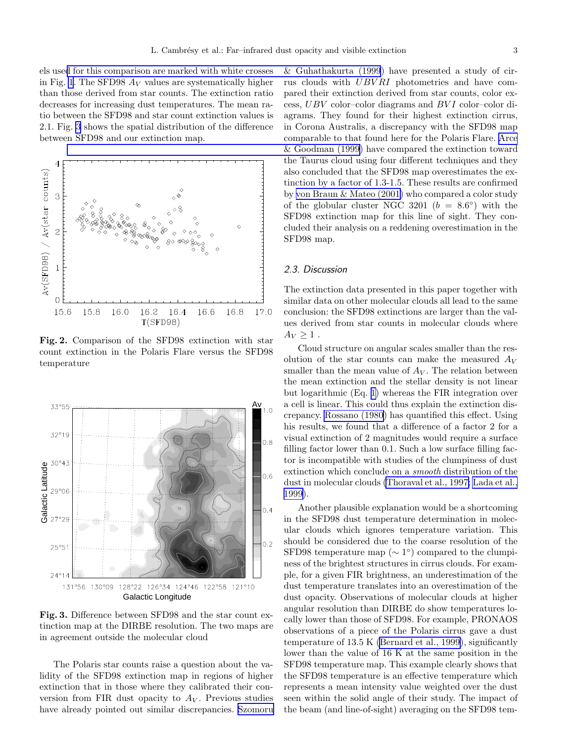els used for this comparison are marked with white crosses in Fig. 1. The SFD98 $A_V$ values are systematically higher than those derived from star counts. The extinction ratio decreases for increasing dust temperatures. The mean ratio between the SFD98 and star count extinction values is 2.1. Fig. 3 shows the spatial distribution of the difference between SFD98 and our extinction map.

**Fig. 2.** Comparison of the SFD98 extinction with star count extinction in the Polaris Flare versus the SFD98 temperature

**Fig. 3.** Difference between SFD98 and the star count extinction map at the DIRBE resolution. The two maps are in agreement outside the molecular cloud

The Polaris star counts raise a question about the validity of the SFD98 extinction map in regions of higher extinction that in those where they calibrated their conversion from FIR dust opacity to $A_V$. Previous studies have already pointed out similar discrepancies. Szomoru & Guhathakurta (1999) have presented a study of cirrus clouds with $UBVRI$ photometries and have compared their extinction derived from star counts, color excess, $UBV$ color–color diagrams and $BVI$ color–color diagrams. They found for their highest extinction cirrus, in Corona Australis, a discrepancy with the SFD98 map comparable to that found here for the Polaris Flare. Arce & Goodman (1999) have compared the extinction toward the Taurus cloud using four different techniques and they also concluded that the SFD98 map overestimates the extinction by a factor of 1.3-1.5. These results are confirmed by von Braun & Mateo (2001) who compared a color study of the globular cluster NGC 3201 ($b = 8.6°$) with the SFD98 extinction map for this line of sight. They concluded their analysis on a reddening overestimation in the SFD98 map.

### 2.3. Discussion

The extinction data presented in this paper together with similar data on other molecular clouds all lead to the same conclusion: the SFD98 extinctions are larger than the values derived from star counts in molecular clouds where $A_V \geq 1$ .

Cloud structure on angular scales smaller than the resolution of the star counts can make the measured $A_V$ smaller than the mean value of $A_V$. The relation between the mean extinction and the stellar density is not linear but logarithmic (Eq. 1) whereas the FIR integration over a cell is linear. This could thus explain the extinction discrepancy. Rossano (1980) has quantified this effect. Using his results, we found that a difference of a factor 2 for a visual extinction of 2 magnitudes would require a surface filling factor lower than 0.1. Such a low surface filling factor is incompatible with studies of the clumpiness of dust extinction which conclude on a *smooth* distribution of the dust in molecular clouds (Thoraval et al., 1997; Lada et al., 1999).

Another plausible explanation would be a shortcoming in the SFD98 dust temperature determination in molecular clouds which ignores temperature variation. This should be considered due to the coarse resolution of the SFD98 temperature map ($\sim 1°$) compared to the clumpiness of the brightest structures in cirrus clouds. For example, for a given FIR brightness, an underestimation of the dust temperature translates into an overestimation of the dust opacity. Observations of molecular clouds at higher angular resolution than DIRBE do show temperatures locally lower than those of SFD98. For example, PRONAOS observations of a piece of the Polaris cirrus gave a dust temperature of 13.5 K (Bernard et al., 1999), significantly lower than the value of 16 K at the same position in the SFD98 temperature map. This example clearly shows that the SFD98 temperature is an effective temperature which represents a mean intensity value weighted over the dust seen within the solid angle of their study. The impact of the beam (and line-of-sight) averaging on the SFD98 tem-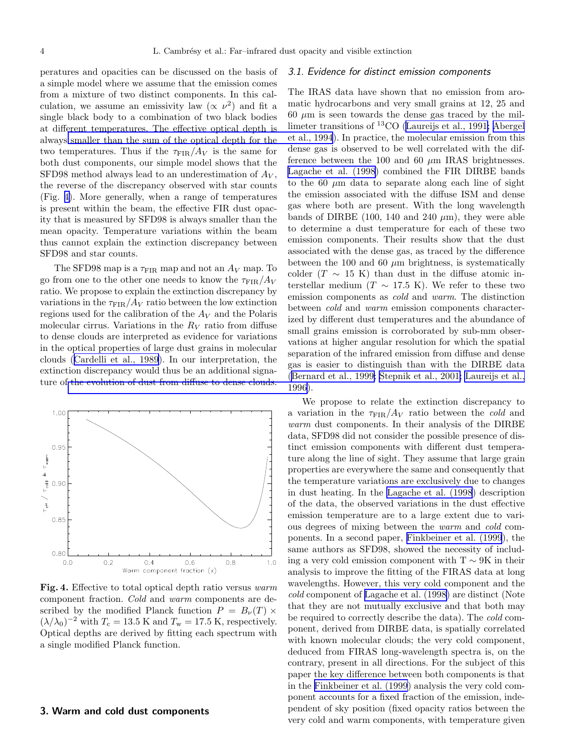peratures and opacities can be discussed on the basis of a simple model where we assume that the emission comes from a mixture of two distinct components. In this calculation, we assume an emissivity law ($\propto \nu^2$) and fit a single black body to a combination of two black bodies at different temperatures. The effective optical depth is always smaller than the sum of the optical depth for the two temperatures. Thus if the $\tau_{\rm FIR}/A_V$ is the same for both dust components, our simple model shows that the SFD98 method always lead to an underestimation of $A_V$, the reverse of the discrepancy observed with star counts (Fig. 4). More generally, when a range of temperatures is present within the beam, the effective FIR dust opacity that is measured by SFD98 is always smaller than the mean opacity. Temperature variations within the beam thus cannot explain the extinction discrepancy between SFD98 and star counts.

The SFD98 map is a $\tau_{\rm FIR}$ map and not an $A_V$ map. To go from one to the other one needs to know the $\tau_{\rm FIR}/A_V$ ratio. We propose to explain the extinction discrepancy by variations in the $\tau_{\rm FIR}/A_V$ ratio between the low extinction regions used for the calibration of the $A_V$ and the Polaris molecular cirrus. Variations in the $R_V$ ratio from diffuse to dense clouds are interpreted as evidence for variations in the optical properties of large dust grains in molecular clouds (Cardelli et al., 1989). In our interpretation, the extinction discrepancy would thus be an additional signature of the evolution of dust from diffuse to dense clouds.

**Fig. 4.** Effective to total optical depth ratio versus *warm* component fraction. *Cold* and *warm* components are described by the modified Planck function $P = B_\nu(T) \times (\lambda/\lambda_0)^{-2}$ with $T_{\rm c} = 13.5$ K and $T_{\rm w} = 17.5$ K, respectively. Optical depths are derived by fitting each spectrum with a single modified Planck function.

## 3. Warm and cold dust components

### 3.1. Evidence for distinct emission components

The IRAS data have shown that no emission from aromatic hydrocarbons and very small grains at 12, 25 and 60 $\mu$m is seen towards the dense gas traced by the millimeter transitions of $^{13}$CO (Laureijs et al., 1991; Abergel et al., 1994). In practice, the molecular emission from this dense gas is observed to be well correlated with the difference between the 100 and 60 $\mu$m IRAS brightnesses. Lagache et al. (1998) combined the FIR DIRBE bands to the 60 $\mu$m data to separate along each line of sight the emission associated with the diffuse ISM and dense gas where both are present. With the long wavelength bands of DIRBE (100, 140 and 240 $\mu$m), they were able to determine a dust temperature for each of these two emission components. Their results show that the dust associated with the dense gas, as traced by the difference between the 100 and 60 $\mu$m brightness, is systematically colder ($T \sim 15$ K) than dust in the diffuse atomic interstellar medium ($T \sim 17.5$ K). We refer to these two emission components as *cold* and *warm*. The distinction between *cold* and *warm* emission components characterized by different dust temperatures and the abundance of small grains emission is corroborated by sub-mm observations at higher angular resolution for which the spatial separation of the infrared emission from diffuse and dense gas is easier to distinguish than with the DIRBE data (Bernard et al., 1999; Stepnik et al., 2001; Laureijs et al., 1996).

We propose to relate the extinction discrepancy to a variation in the $\tau_{\rm FIR}/A_V$ ratio between the *cold* and *warm* dust components. In their analysis of the DIRBE data, SFD98 did not consider the possible presence of distinct emission components with different dust temperature along the line of sight. They assume that large grain properties are everywhere the same and consequently that the temperature variations are exclusively due to changes in dust heating. In the Lagache et al. (1998) description of the data, the observed variations in the dust effective emission temperature are to a large extent due to various degrees of mixing between the *warm* and *cold* components. In a second paper, Finkbeiner et al. (1999), the same authors as SFD98, showed the necessity of including a very cold emission component with T $\sim$ 9K in their analysis to improve the fitting of the FIRAS data at long wavelengths. However, this very cold component and the *cold* component of Lagache et al. (1998) are distinct (Note that they are not mutually exclusive and that both may be required to correctly describe the data). The *cold* component, derived from DIRBE data, is spatially correlated with known molecular clouds; the very cold component, deduced from FIRAS long-wavelength spectra is, on the contrary, present in all directions. For the subject of this paper the key difference between both components is that in the Finkbeiner et al. (1999) analysis the very cold component accounts for a fixed fraction of the emission, independent of sky position (fixed opacity ratios between the very cold and warm components, with temperature given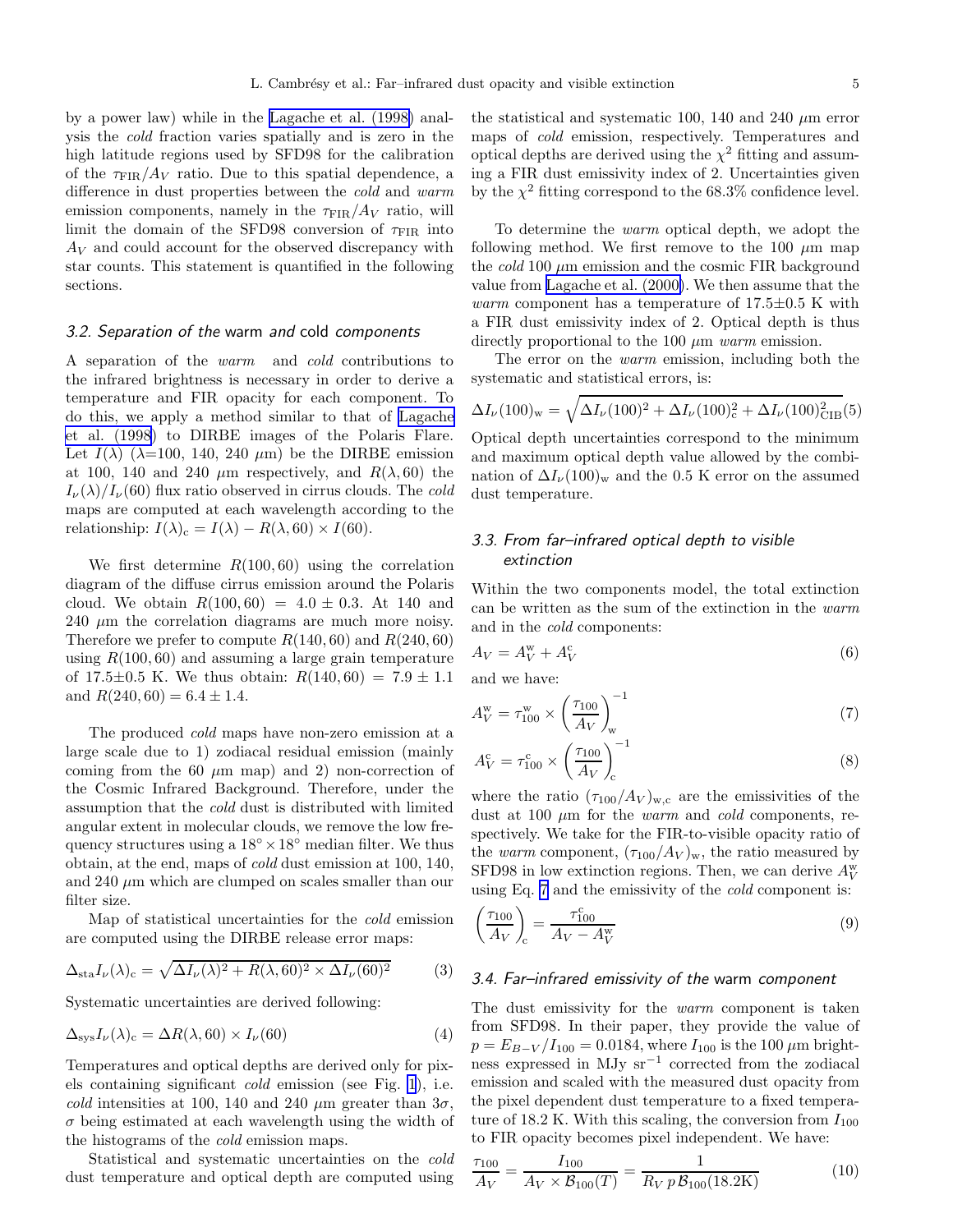by a power law) while in the Lagache et al. (1998) analysis the *cold* fraction varies spatially and is zero in the high latitude regions used by SFD98 for the calibration of the $\tau_{\rm FIR}/A_V$ ratio. Due to this spatial dependence, a difference in dust properties between the *cold* and *warm* emission components, namely in the $\tau_{\rm FIR}/A_V$ ratio, will limit the domain of the SFD98 conversion of $\tau_{\rm FIR}$ into $A_V$ and could account for the observed discrepancy with star counts. This statement is quantified in the following sections.

### 3.2. Separation of the warm and cold components

A separation of the *warm* and *cold* contributions to the infrared brightness is necessary in order to derive a temperature and FIR opacity for each component. To do this, we apply a method similar to that of Lagache et al. (1998) to DIRBE images of the Polaris Flare. Let $I(\lambda)$ ($\lambda$=100, 140, 240 $\mu$m) be the DIRBE emission at 100, 140 and 240 $\mu$m respectively, and $R(\lambda,60)$ the $I_\nu(\lambda)/I_\nu(60)$ flux ratio observed in cirrus clouds. The *cold* maps are computed at each wavelength according to the relationship: $I(\lambda)_{\rm c} = I(\lambda) - R(\lambda,60) \times I(60)$.

We first determine $R(100,60)$ using the correlation diagram of the diffuse cirrus emission around the Polaris cloud. We obtain $R(100,60) = 4.0 \pm 0.3$. At 140 and 240 $\mu$m the correlation diagrams are much more noisy. Therefore we prefer to compute $R(140,60)$ and $R(240,60)$ using $R(100,60)$ and assuming a large grain temperature of 17.5$\pm$0.5 K. We thus obtain: $R(140,60) = 7.9 \pm 1.1$ and $R(240,60) = 6.4 \pm 1.4$.

The produced *cold* maps have non-zero emission at a large scale due to 1) zodiacal residual emission (mainly coming from the 60 $\mu$m map) and 2) non-correction of the Cosmic Infrared Background. Therefore, under the assumption that the *cold* dust is distributed with limited angular extent in molecular clouds, we remove the low frequency structures using a $18^\circ \times 18^\circ$ median filter. We thus obtain, at the end, maps of *cold* dust emission at 100, 140, and 240 $\mu$m which are clumped on scales smaller than our filter size.

Map of statistical uncertainties for the *cold* emission are computed using the DIRBE release error maps:

$$\Delta_{\rm sta} I_\nu(\lambda)_{\rm c} = \sqrt{\Delta I_\nu(\lambda)^2 + R(\lambda,60)^2 \times \Delta I_\nu(60)^2} \qquad (3)$$

Systematic uncertainties are derived following:

$$\Delta_{\rm sys} I_\nu(\lambda)_{\rm c} = \Delta R(\lambda,60) \times I_\nu(60) \qquad (4)$$

Temperatures and optical depths are derived only for pixels containing significant *cold* emission (see Fig. 1), i.e. *cold* intensities at 100, 140 and 240 $\mu$m greater than $3\sigma$, $\sigma$ being estimated at each wavelength using the width of the histograms of the *cold* emission maps.

Statistical and systematic uncertainties on the *cold* dust temperature and optical depth are computed using the statistical and systematic 100, 140 and 240 $\mu$m error maps of *cold* emission, respectively. Temperatures and optical depths are derived using the $\chi^2$ fitting and assuming a FIR dust emissivity index of 2. Uncertainties given by the $\chi^2$ fitting correspond to the 68.3% confidence level.

To determine the *warm* optical depth, we adopt the following method. We first remove to the 100 $\mu$m map the *cold* 100 $\mu$m emission and the cosmic FIR background value from Lagache et al. (2000). We then assume that the *warm* component has a temperature of 17.5$\pm$0.5 K with a FIR dust emissivity index of 2. Optical depth is thus directly proportional to the 100 $\mu$m *warm* emission.

The error on the *warm* emission, including both the systematic and statistical errors, is:

$$\Delta I_\nu(100)_{\rm w} = \sqrt{\Delta I_\nu(100)^2 + \Delta I_\nu(100)_{\rm c}^2 + \Delta I_\nu(100)_{\rm CIB}^2} \qquad (5)$$

Optical depth uncertainties correspond to the minimum and maximum optical depth value allowed by the combination of $\Delta I_\nu(100)_{\rm w}$ and the 0.5 K error on the assumed dust temperature.

### 3.3. From far–infrared optical depth to visible extinction

Within the two components model, the total extinction can be written as the sum of the extinction in the *warm* and in the *cold* components:

$$A_V = A_V^{\rm w} + A_V^{\rm c} \qquad (6)$$

and we have:

$$A_V^{\rm w} = \tau_{100}^{\rm w} \times \left(\frac{\tau_{100}}{A_V}\right)_{\rm w}^{-1} \qquad (7)$$

$$A_V^{\rm c} = \tau_{100}^{\rm c} \times \left(\frac{\tau_{100}}{A_V}\right)_{\rm c}^{-1} \qquad (8)$$

where the ratio $(\tau_{100}/A_V)_{\rm w,c}$ are the emissivities of the dust at 100 $\mu$m for the *warm* and *cold* components, respectively. We take for the FIR-to-visible opacity ratio of the *warm* component, $(\tau_{100}/A_V)_{\rm w}$, the ratio measured by SFD98 in low extinction regions. Then, we can derive $A_V^{\rm w}$ using Eq. 7 and the emissivity of the *cold* component is:

$$\left(\frac{\tau_{100}}{A_V}\right)_{\rm c} = \frac{\tau_{100}^{\rm c}}{A_V - A_V^{\rm w}} \qquad (9)$$

### 3.4. Far–infrared emissivity of the warm component

The dust emissivity for the *warm* component is taken from SFD98. In their paper, they provide the value of $p = E_{B-V}/I_{100} = 0.0184$, where $I_{100}$ is the 100 $\mu$m brightness expressed in MJy sr$^{-1}$ corrected from the zodiacal emission and scaled with the measured dust opacity from the pixel dependent dust temperature to a fixed temperature of 18.2 K. With this scaling, the conversion from $I_{100}$ to FIR opacity becomes pixel independent. We have:

$$\frac{\tau_{100}}{A_V} = \frac{I_{100}}{A_V \times \mathcal{B}_{100}(T)} = \frac{1}{R_V\, p\, \mathcal{B}_{100}(18.2{\rm K})} \qquad (10)$$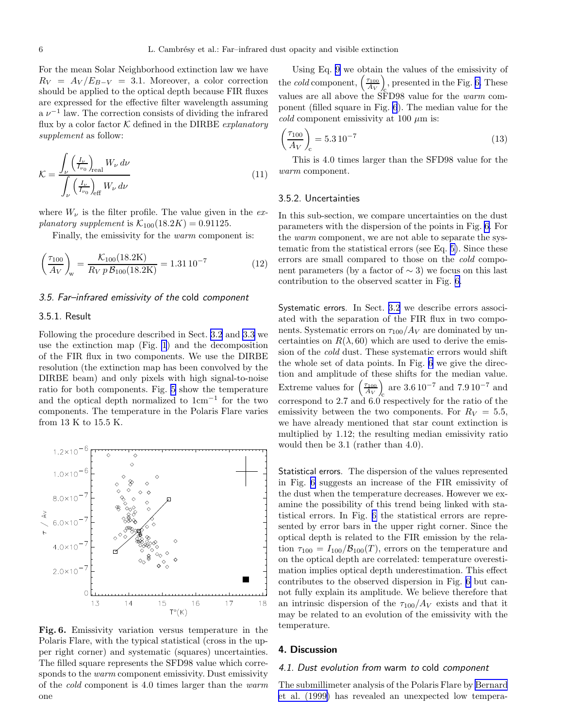For the mean Solar Neighborhood extinction law we have $R_V = A_V/E_{B-V} = 3.1$. Moreover, a color correction should be applied to the optical depth because FIR fluxes are expressed for the effective filter wavelength assuming a $\nu^{-1}$ law. The correction consists of dividing the infrared flux by a color factor $\mathcal{K}$ defined in the DIRBE *explanatory supplement* as follow:

$$\mathcal{K} = \frac{\int_\nu \left(\frac{I_\nu}{I_{\nu_0}}\right)_{\rm real} W_\nu \, d\nu}{\int_\nu \left(\frac{I_\nu}{I_{\nu_0}}\right)_{\rm eff} W_\nu \, d\nu} \tag{11}$$

where $W_\nu$ is the filter profile. The value given in the *explanatory supplement* is $\mathcal{K}_{100}(18.2K) = 0.91125$.

Finally, the emissivity for the *warm* component is:

$$\left(\frac{\tau_{100}}{A_V}\right)_{\rm w} = \frac{\mathcal{K}_{100}(18.2{\rm K})}{R_V \, p \, \mathcal{B}_{100}(18.2{\rm K})} = 1.31\,10^{-7} \tag{12}$$

### 3.5. Far–infrared emissivity of the cold component

#### 3.5.1. Result

Following the procedure described in Sect. 3.2 and 3.3 we use the extinction map (Fig. 1) and the decomposition of the FIR flux in two components. We use the DIRBE resolution (the extinction map has been convolved by the DIRBE beam) and only pixels with high signal-to-noise ratio for both components. Fig. 5 show the temperature and the optical depth normalized to 1cm$^{-1}$ for the two components. The temperature in the Polaris Flare varies from 13 K to 15.5 K.

**Fig. 6.** Emissivity variation versus temperature in the Polaris Flare, with the typical statistical (cross in the upper right corner) and systematic (squares) uncertainties. The filled square represents the SFD98 value which corresponds to the *warm* component emissivity. Dust emissivity of the *cold* component is 4.0 times larger than the *warm* one

Using Eq. 9 we obtain the values of the emissivity of the *cold* component, $\left(\frac{\tau_{100}}{A_V}\right)_{\rm c}$, presented in the Fig. 6. These values are all above the SFD98 value for the *warm* component (filled square in Fig. 6). The median value for the *cold* component emissivity at 100 $\mu$m is:

$$\left(\frac{\tau_{100}}{A_V}\right)_{\rm c} = 5.3\,10^{-7} \tag{13}$$

This is 4.0 times larger than the SFD98 value for the *warm* component.

#### 3.5.2. Uncertainties

In this sub-section, we compare uncertainties on the dust parameters with the dispersion of the points in Fig. 6. For the *warm* component, we are not able to separate the systematic from the statistical errors (see Eq. 5). Since these errors are small compared to those on the *cold* component parameters (by a factor of $\sim 3$) we focus on this last contribution to the observed scatter in Fig. 6.

Systematic errors. In Sect. 3.2 we describe errors associated with the separation of the FIR flux in two components. Systematic errors on $\tau_{100}/A_V$ are dominated by uncertainties on $R(\lambda, 60)$ which are used to derive the emission of the *cold* dust. These systematic errors would shift the whole set of data points. In Fig. 6 we give the direction and amplitude of these shifts for the median value. Extreme values for $\left(\frac{\tau_{100}}{A_V}\right)_{\rm c}$ are $3.6\,10^{-7}$ and $7.9\,10^{-7}$ and correspond to 2.7 and 6.0 respectively for the ratio of the emissivity between the two components. For $R_V = 5.5$, we have already mentioned that star count extinction is multiplied by 1.12; the resulting median emissivity ratio would then be 3.1 (rather than 4.0).

Statistical errors. The dispersion of the values represented in Fig. 6 suggests an increase of the FIR emissivity of the dust when the temperature decreases. However we examine the possibility of this trend being linked with statistical errors. In Fig. 6 the statistical errors are represented by error bars in the upper right corner. Since the optical depth is related to the FIR emission by the relation $\tau_{100} = I_{100}/\mathcal{B}_{100}(T)$, errors on the temperature and on the optical depth are correlated: temperature overestimation implies optical depth underestimation. This effect contributes to the observed dispersion in Fig. 6 but cannot fully explain its amplitude. We believe therefore that an intrinsic dispersion of the $\tau_{100}/A_V$ exists and that it may be related to an evolution of the emissivity with the temperature.

## 4. Discussion

### 4.1. Dust evolution from warm to cold component

The submillimeter analysis of the Polaris Flare by Bernard et al. (1999) has revealed an unexpected low tempera-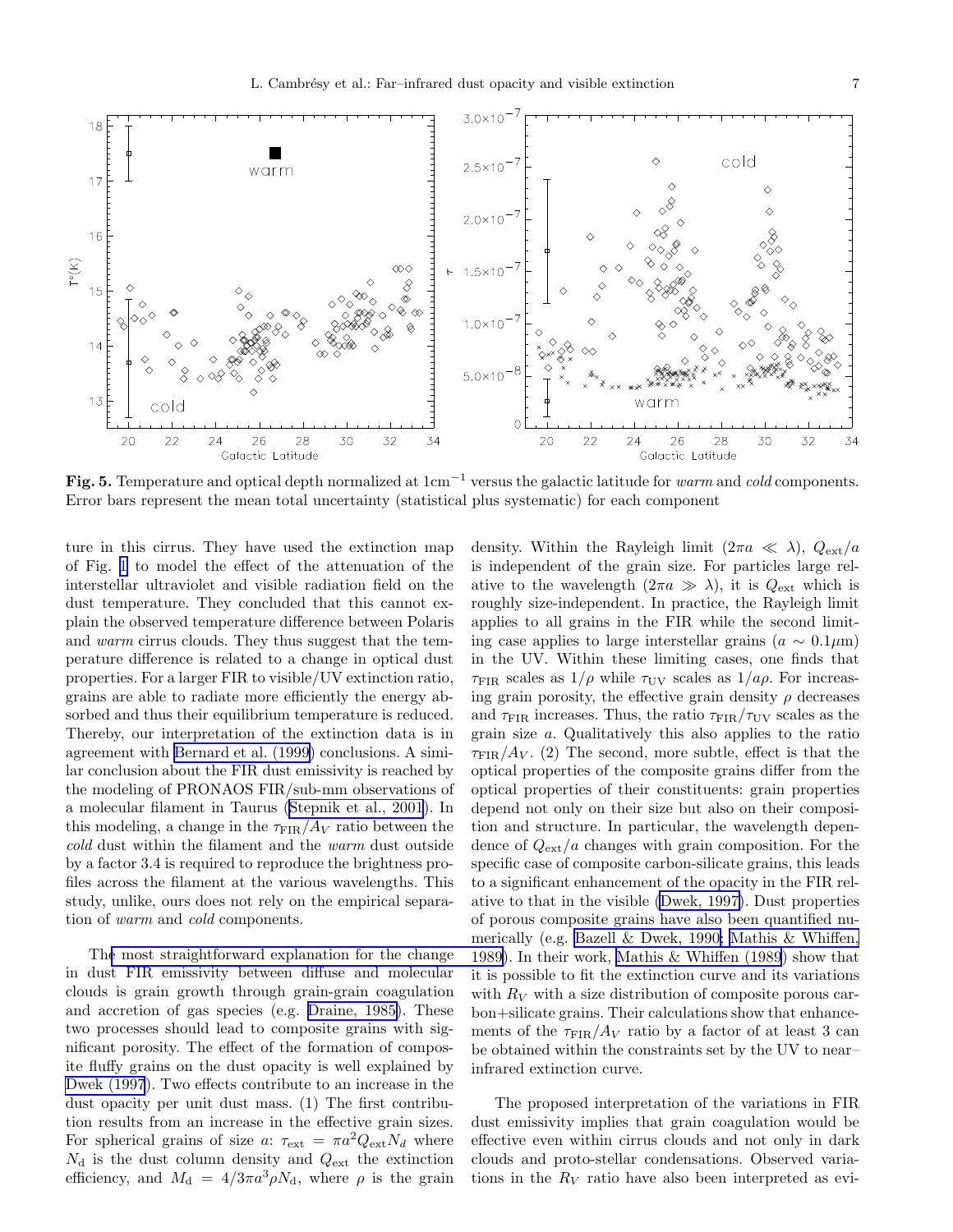**Fig. 5.** Temperature and optical depth normalized at $1\mathrm{cm}^{-1}$ versus the galactic latitude for *warm* and *cold* components. Error bars represent the mean total uncertainty (statistical plus systematic) for each component

ture in this cirrus. They have used the extinction map of Fig. 1 to model the effect of the attenuation of the interstellar ultraviolet and visible radiation field on the dust temperature. They concluded that this cannot explain the observed temperature difference between Polaris and *warm* cirrus clouds. They thus suggest that the temperature difference is related to a change in optical dust properties. For a larger FIR to visible/UV extinction ratio, grains are able to radiate more efficiently the energy absorbed and thus their equilibrium temperature is reduced. Thereby, our interpretation of the extinction data is in agreement with Bernard et al. (1999) conclusions. A similar conclusion about the FIR dust emissivity is reached by the modeling of PRONAOS FIR/sub-mm observations of a molecular filament in Taurus (Stepnik et al., 2001). In this modeling, a change in the $\tau_{\rm FIR}/A_V$ ratio between the *cold* dust within the filament and the *warm* dust outside by a factor 3.4 is required to reproduce the brightness profiles across the filament at the various wavelengths. This study, unlike, ours does not rely on the empirical separation of *warm* and *cold* components.

The most straightforward explanation for the change in dust FIR emissivity between diffuse and molecular clouds is grain growth through grain-grain coagulation and accretion of gas species (e.g. Draine, 1985). These two processes should lead to composite grains with significant porosity. The effect of the formation of composite fluffy grains on the dust opacity is well explained by Dwek (1997). Two effects contribute to an increase in the dust opacity per unit dust mass. (1) The first contribution results from an increase in the effective grain sizes. For spherical grains of size $a$: $\tau_{\rm ext} = \pi a^2 Q_{\rm ext} N_d$ where $N_{\rm d}$ is the dust column density and $Q_{\rm ext}$ the extinction efficiency, and $M_{\rm d} = 4/3\pi a^3 \rho N_{\rm d}$, where $\rho$ is the grain density. Within the Rayleigh limit ($2\pi a \ll \lambda$), $Q_{\rm ext}/a$ is independent of the grain size. For particles large relative to the wavelength ($2\pi a \gg \lambda$), it is $Q_{\rm ext}$ which is roughly size-independent. In practice, the Rayleigh limit applies to all grains in the FIR while the second limiting case applies to large interstellar grains ($a \sim 0.1\mu$m) in the UV. Within these limiting cases, one finds that $\tau_{\rm FIR}$ scales as $1/\rho$ while $\tau_{\rm UV}$ scales as $1/a\rho$. For increasing grain porosity, the effective grain density $\rho$ decreases and $\tau_{\rm FIR}$ increases. Thus, the ratio $\tau_{\rm FIR}/\tau_{\rm UV}$ scales as the grain size $a$. Qualitatively this also applies to the ratio $\tau_{\rm FIR}/A_V$. (2) The second, more subtle, effect is that the optical properties of the composite grains differ from the optical properties of their constituents: grain properties depend not only on their size but also on their composition and structure. In particular, the wavelength dependence of $Q_{\rm ext}/a$ changes with grain composition. For the specific case of composite carbon-silicate grains, this leads to a significant enhancement of the opacity in the FIR relative to that in the visible (Dwek, 1997). Dust properties of porous composite grains have also been quantified numerically (e.g. Bazell & Dwek, 1990; Mathis & Whiffen, 1989). In their work, Mathis & Whiffen (1989) show that it is possible to fit the extinction curve and its variations with $R_V$ with a size distribution of composite porous carbon+silicate grains. Their calculations show that enhancements of the $\tau_{\rm FIR}/A_V$ ratio by a factor of at least 3 can be obtained within the constraints set by the UV to near–infrared extinction curve.

The proposed interpretation of the variations in FIR dust emissivity implies that grain coagulation would be effective even within cirrus clouds and not only in dark clouds and proto-stellar condensations. Observed variations in the $R_V$ ratio have also been interpreted as evi-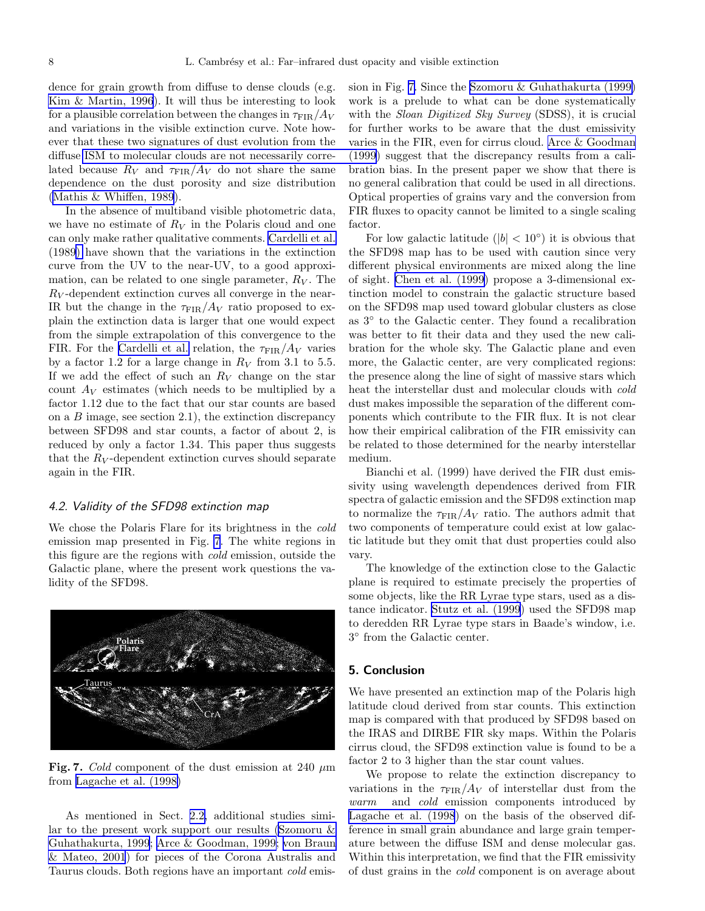dence for grain growth from diffuse to dense clouds (e.g. Kim & Martin, 1996). It will thus be interesting to look for a plausible correlation between the changes in $\tau_{\rm FIR}/A_V$ and variations in the visible extinction curve. Note however that these two signatures of dust evolution from the diffuse ISM to molecular clouds are not necessarily correlated because $R_V$ and $\tau_{\rm FIR}/A_V$ do not share the same dependence on the dust porosity and size distribution (Mathis & Whiffen, 1989).

In the absence of multiband visible photometric data, we have no estimate of $R_V$ in the Polaris cloud and one can only make rather qualitative comments. Cardelli et al. (1989) have shown that the variations in the extinction curve from the UV to the near-UV, to a good approximation, can be related to one single parameter, $R_V$. The $R_V$-dependent extinction curves all converge in the near-IR but the change in the $\tau_{\rm FIR}/A_V$ ratio proposed to explain the extinction data is larger that one would expect from the simple extrapolation of this convergence to the FIR. For the Cardelli et al. relation, the $\tau_{\rm FIR}/A_V$ varies by a factor 1.2 for a large change in $R_V$ from 3.1 to 5.5. If we add the effect of such an $R_V$ change on the star count $A_V$ estimates (which needs to be multiplied by a factor 1.12 due to the fact that our star counts are based on a $B$ image, see section 2.1), the extinction discrepancy between SFD98 and star counts, a factor of about 2, is reduced by only a factor 1.34. This paper thus suggests that the $R_V$-dependent extinction curves should separate again in the FIR.

### 4.2. Validity of the SFD98 extinction map

We chose the Polaris Flare for its brightness in the *cold* emission map presented in Fig. 7. The white regions in this figure are the regions with *cold* emission, outside the Galactic plane, where the present work questions the validity of the SFD98.

**Fig. 7.** *Cold* component of the dust emission at 240 $\mu$m from Lagache et al. (1998)

As mentioned in Sect. 2.2, additional studies similar to the present work support our results (Szomoru & Guhathakurta, 1999; Arce & Goodman, 1999; von Braun & Mateo, 2001) for pieces of the Corona Australis and Taurus clouds. Both regions have an important *cold* emission in Fig. 7. Since the Szomoru & Guhathakurta (1999) work is a prelude to what can be done systematically with the *Sloan Digitized Sky Survey* (SDSS), it is crucial for further works to be aware that the dust emissivity varies in the FIR, even for cirrus cloud. Arce & Goodman (1999) suggest that the discrepancy results from a calibration bias. In the present paper we show that there is no general calibration that could be used in all directions. Optical properties of grains vary and the conversion from FIR fluxes to opacity cannot be limited to a single scaling factor.

For low galactic latitude ($|b| < 10^\circ$) it is obvious that the SFD98 map has to be used with caution since very different physical environments are mixed along the line of sight. Chen et al. (1999) propose a 3-dimensional extinction model to constrain the galactic structure based on the SFD98 map used toward globular clusters as close as 3° to the Galactic center. They found a recalibration was better to fit their data and they used the new calibration for the whole sky. The Galactic plane and even more, the Galactic center, are very complicated regions: the presence along the line of sight of massive stars which heat the interstellar dust and molecular clouds with *cold* dust makes impossible the separation of the different components which contribute to the FIR flux. It is not clear how their empirical calibration of the FIR emissivity can be related to those determined for the nearby interstellar medium.

Bianchi et al. (1999) have derived the FIR dust emissivity using wavelength dependences derived from FIR spectra of galactic emission and the SFD98 extinction map to normalize the $\tau_{\rm FIR}/A_V$ ratio. The authors admit that two components of temperature could exist at low galactic latitude but they omit that dust properties could also vary.

The knowledge of the extinction close to the Galactic plane is required to estimate precisely the properties of some objects, like the RR Lyrae type stars, used as a distance indicator. Stutz et al. (1999) used the SFD98 map to deredden RR Lyrae type stars in Baade's window, i.e. 3° from the Galactic center.

## 5. Conclusion

We have presented an extinction map of the Polaris high latitude cloud derived from star counts. This extinction map is compared with that produced by SFD98 based on the IRAS and DIRBE FIR sky maps. Within the Polaris cirrus cloud, the SFD98 extinction value is found to be a factor 2 to 3 higher than the star count values.

We propose to relate the extinction discrepancy to variations in the $\tau_{\rm FIR}/A_V$ of interstellar dust from the *warm* and *cold* emission components introduced by Lagache et al. (1998) on the basis of the observed difference in small grain abundance and large grain temperature between the diffuse ISM and dense molecular gas. Within this interpretation, we find that the FIR emissivity of dust grains in the *cold* component is on average about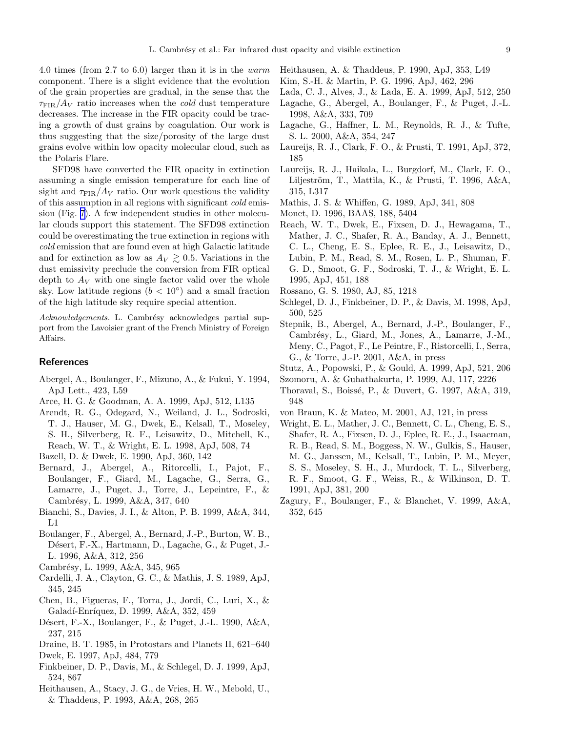4.0 times (from 2.7 to 6.0) larger than it is in the *warm* component. There is a slight evidence that the evolution of the grain properties are gradual, in the sense that the $\tau_{\rm FIR}/A_V$ ratio increases when the *cold* dust temperature decreases. The increase in the FIR opacity could be tracing a growth of dust grains by coagulation. Our work is thus suggesting that the size/porosity of the large dust grains evolve within low opacity molecular cloud, such as the Polaris Flare.

SFD98 have converted the FIR opacity in extinction assuming a single emission temperature for each line of sight and $\tau_{\rm FIR}/A_V$ ratio. Our work questions the validity of this assumption in all regions with significant *cold* emission (Fig. 7). A few independent studies in other molecular clouds support this statement. The SFD98 extinction could be overestimating the true extinction in regions with *cold* emission that are found even at high Galactic latitude and for extinction as low as $A_V \gtrsim 0.5$. Variations in the dust emissivity preclude the conversion from FIR optical depth to $A_V$ with one single factor valid over the whole sky. Low latitude regions ($b < 10°$) and a small fraction of the high latitude sky require special attention.

*Acknowledgements.* L. Cambrésy acknowledges partial support from the Lavoisier grant of the French Ministry of Foreign Affairs.

## References

- Abergel, A., Boulanger, F., Mizuno, A., & Fukui, Y. 1994, ApJ Lett., 423, L59
- Arce, H. G. & Goodman, A. A. 1999, ApJ, 512, L135
- Arendt, R. G., Odegard, N., Weiland, J. L., Sodroski, T. J., Hauser, M. G., Dwek, E., Kelsall, T., Moseley, S. H., Silverberg, R. F., Leisawitz, D., Mitchell, K., Reach, W. T., & Wright, E. L. 1998, ApJ, 508, 74
- Bazell, D. & Dwek, E. 1990, ApJ, 360, 142
- Bernard, J., Abergel, A., Ritorcelli, I., Pajot, F., Boulanger, F., Giard, M., Lagache, G., Serra, G., Lamarre, J., Puget, J., Torre, J., Lepeintre, F., & Cambrésy, L. 1999, A&A, 347, 640
- Bianchi, S., Davies, J. I., & Alton, P. B. 1999, A&A, 344, L1
- Boulanger, F., Abergel, A., Bernard, J.-P., Burton, W. B., Désert, F.-X., Hartmann, D., Lagache, G., & Puget, J.-L. 1996, A&A, 312, 256
- Cambrésy, L. 1999, A&A, 345, 965
- Cardelli, J. A., Clayton, G. C., & Mathis, J. S. 1989, ApJ, 345, 245
- Chen, B., Figueras, F., Torra, J., Jordi, C., Luri, X., & Galadí-Enríquez, D. 1999, A&A, 352, 459
- Désert, F.-X., Boulanger, F., & Puget, J.-L. 1990, A&A, 237, 215
- Draine, B. T. 1985, in Protostars and Planets II, 621–640
- Dwek, E. 1997, ApJ, 484, 779
- Finkbeiner, D. P., Davis, M., & Schlegel, D. J. 1999, ApJ, 524, 867
- Heithausen, A., Stacy, J. G., de Vries, H. W., Mebold, U., & Thaddeus, P. 1993, A&A, 268, 265
- Heithausen, A. & Thaddeus, P. 1990, ApJ, 353, L49
- Kim, S.-H. & Martin, P. G. 1996, ApJ, 462, 296
- Lada, C. J., Alves, J., & Lada, E. A. 1999, ApJ, 512, 250
- Lagache, G., Abergel, A., Boulanger, F., & Puget, J.-L. 1998, A&A, 333, 709
- Lagache, G., Haffner, L. M., Reynolds, R. J., & Tufte, S. L. 2000, A&A, 354, 247
- Laureijs, R. J., Clark, F. O., & Prusti, T. 1991, ApJ, 372, 185
- Laureijs, R. J., Haikala, L., Burgdorf, M., Clark, F. O., Liljeström, T., Mattila, K., & Prusti, T. 1996, A&A, 315, L317
- Mathis, J. S. & Whiffen, G. 1989, ApJ, 341, 808
- Monet, D. 1996, BAAS, 188, 5404
- Reach, W. T., Dwek, E., Fixsen, D. J., Hewagama, T., Mather, J. C., Shafer, R. A., Banday, A. J., Bennett, C. L., Cheng, E. S., Eplee, R. E., J., Leisawitz, D., Lubin, P. M., Read, S. M., Rosen, L. P., Shuman, F. G. D., Smoot, G. F., Sodroski, T. J., & Wright, E. L. 1995, ApJ, 451, 188
- Rossano, G. S. 1980, AJ, 85, 1218
- Schlegel, D. J., Finkbeiner, D. P., & Davis, M. 1998, ApJ, 500, 525
- Stepnik, B., Abergel, A., Bernard, J.-P., Boulanger, F., Cambrésy, L., Giard, M., Jones, A., Lamarre, J.-M., Meny, C., Pagot, F., Le Peintre, F., Ristorcelli, I., Serra, G., & Torre, J.-P. 2001, A&A, in press
- Stutz, A., Popowski, P., & Gould, A. 1999, ApJ, 521, 206
- Szomoru, A. & Guhathakurta, P. 1999, AJ, 117, 2226
- Thoraval, S., Boissé, P., & Duvert, G. 1997, A&A, 319, 948
- von Braun, K. & Mateo, M. 2001, AJ, 121, in press
- Wright, E. L., Mather, J. C., Bennett, C. L., Cheng, E. S., Shafer, R. A., Fixsen, D. J., Eplee, R. E., J., Isaacman, R. B., Read, S. M., Boggess, N. W., Gulkis, S., Hauser, M. G., Janssen, M., Kelsall, T., Lubin, P. M., Meyer, S. S., Moseley, S. H., J., Murdock, T. L., Silverberg, R. F., Smoot, G. F., Weiss, R., & Wilkinson, D. T. 1991, ApJ, 381, 200
- Zagury, F., Boulanger, F., & Blanchet, V. 1999, A&A, 352, 645